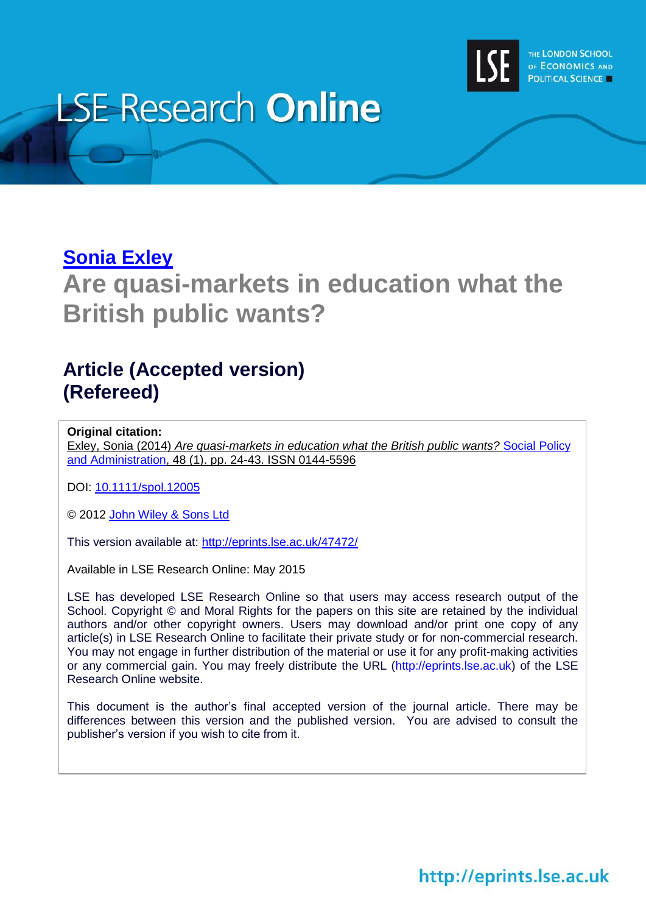# LSE Research Online

## Sonia Exley

# Are quasi-markets in education what the British public wants?

## Article (Accepted version)
## (Refereed)

**Original citation:**
Exley, Sonia (2014) *Are quasi-markets in education what the British public wants?* Social Policy and Administration, 48 (1). pp. 24-43. ISSN 0144-5596

DOI: 10.1111/spol.12005

© 2012 John Wiley & Sons Ltd

This version available at: http://eprints.lse.ac.uk/47472/

Available in LSE Research Online: May 2015

LSE has developed LSE Research Online so that users may access research output of the School. Copyright © and Moral Rights for the papers on this site are retained by the individual authors and/or other copyright owners. Users may download and/or print one copy of any article(s) in LSE Research Online to facilitate their private study or for non-commercial research. You may not engage in further distribution of the material or use it for any profit-making activities or any commercial gain. You may freely distribute the URL (http://eprints.lse.ac.uk) of the LSE Research Online website.

This document is the author's final accepted version of the journal article. There may be differences between this version and the published version. You are advised to consult the publisher's version if you wish to cite from it.

http://eprints.lse.ac.uk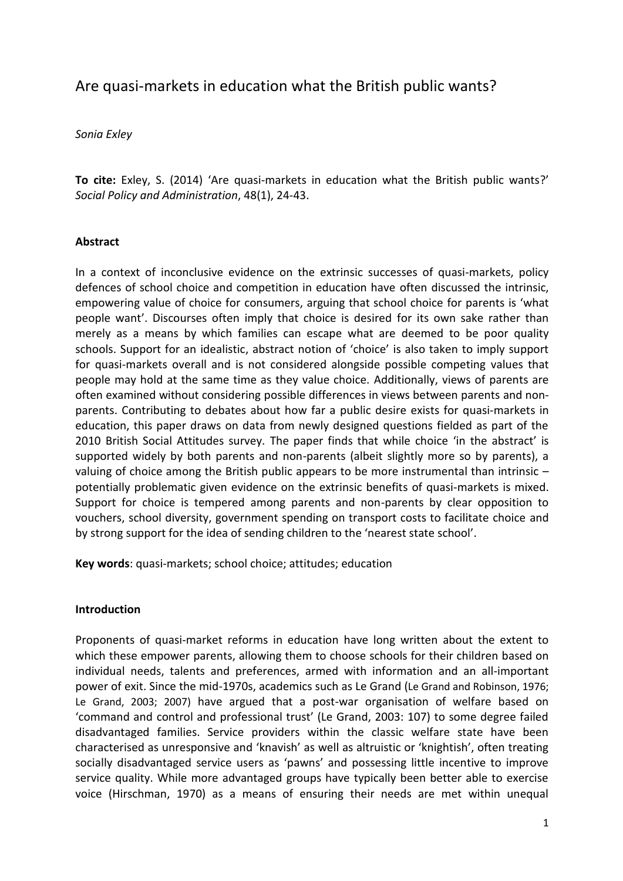// Are quasi-markets in education what the British public wants?

*Sonia Exley*

**To cite:** Exley, S. (2014) 'Are quasi-markets in education what the British public wants?' *Social Policy and Administration*, 48(1), 24-43.

**Abstract**

In a context of inconclusive evidence on the extrinsic successes of quasi-markets, policy defences of school choice and competition in education have often discussed the intrinsic, empowering value of choice for consumers, arguing that school choice for parents is 'what people want'. Discourses often imply that choice is desired for its own sake rather than merely as a means by which families can escape what are deemed to be poor quality schools. Support for an idealistic, abstract notion of 'choice' is also taken to imply support for quasi-markets overall and is not considered alongside possible competing values that people may hold at the same time as they value choice. Additionally, views of parents are often examined without considering possible differences in views between parents and non-parents. Contributing to debates about how far a public desire exists for quasi-markets in education, this paper draws on data from newly designed questions fielded as part of the 2010 British Social Attitudes survey. The paper finds that while choice 'in the abstract' is supported widely by both parents and non-parents (albeit slightly more so by parents), a valuing of choice among the British public appears to be more instrumental than intrinsic – potentially problematic given evidence on the extrinsic benefits of quasi-markets is mixed. Support for choice is tempered among parents and non-parents by clear opposition to vouchers, school diversity, government spending on transport costs to facilitate choice and by strong support for the idea of sending children to the 'nearest state school'.

**Key words**: quasi-markets; school choice; attitudes; education

**Introduction**

Proponents of quasi-market reforms in education have long written about the extent to which these empower parents, allowing them to choose schools for their children based on individual needs, talents and preferences, armed with information and an all-important power of exit. Since the mid-1970s, academics such as Le Grand (Le Grand and Robinson, 1976; Le Grand, 2003; 2007) have argued that a post-war organisation of welfare based on 'command and control and professional trust' (Le Grand, 2003: 107) to some degree failed disadvantaged families. Service providers within the classic welfare state have been characterised as unresponsive and 'knavish' as well as altruistic or 'knightish', often treating socially disadvantaged service users as 'pawns' and possessing little incentive to improve service quality. While more advantaged groups have typically been better able to exercise voice (Hirschman, 1970) as a means of ensuring their needs are met within unequal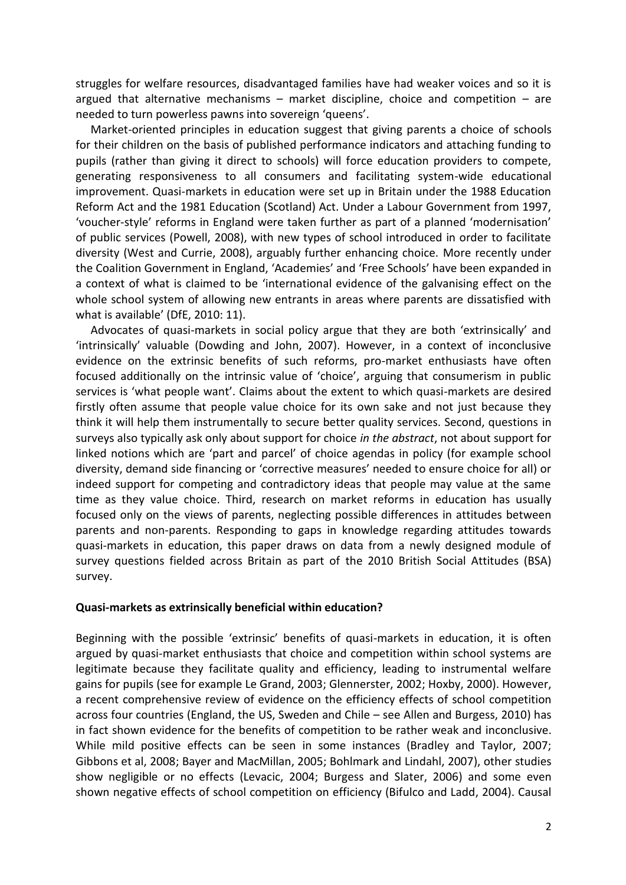struggles for welfare resources, disadvantaged families have had weaker voices and so it is argued that alternative mechanisms – market discipline, choice and competition – are needed to turn powerless pawns into sovereign 'queens'.

Market-oriented principles in education suggest that giving parents a choice of schools for their children on the basis of published performance indicators and attaching funding to pupils (rather than giving it direct to schools) will force education providers to compete, generating responsiveness to all consumers and facilitating system-wide educational improvement. Quasi-markets in education were set up in Britain under the 1988 Education Reform Act and the 1981 Education (Scotland) Act. Under a Labour Government from 1997, 'voucher-style' reforms in England were taken further as part of a planned 'modernisation' of public services (Powell, 2008), with new types of school introduced in order to facilitate diversity (West and Currie, 2008), arguably further enhancing choice. More recently under the Coalition Government in England, 'Academies' and 'Free Schools' have been expanded in a context of what is claimed to be 'international evidence of the galvanising effect on the whole school system of allowing new entrants in areas where parents are dissatisfied with what is available' (DfE, 2010: 11).

Advocates of quasi-markets in social policy argue that they are both 'extrinsically' and 'intrinsically' valuable (Dowding and John, 2007). However, in a context of inconclusive evidence on the extrinsic benefits of such reforms, pro-market enthusiasts have often focused additionally on the intrinsic value of 'choice', arguing that consumerism in public services is 'what people want'. Claims about the extent to which quasi-markets are desired firstly often assume that people value choice for its own sake and not just because they think it will help them instrumentally to secure better quality services. Second, questions in surveys also typically ask only about support for choice *in the abstract*, not about support for linked notions which are 'part and parcel' of choice agendas in policy (for example school diversity, demand side financing or 'corrective measures' needed to ensure choice for all) or indeed support for competing and contradictory ideas that people may value at the same time as they value choice. Third, research on market reforms in education has usually focused only on the views of parents, neglecting possible differences in attitudes between parents and non-parents. Responding to gaps in knowledge regarding attitudes towards quasi-markets in education, this paper draws on data from a newly designed module of survey questions fielded across Britain as part of the 2010 British Social Attitudes (BSA) survey.

## Quasi-markets as extrinsically beneficial within education?

Beginning with the possible 'extrinsic' benefits of quasi-markets in education, it is often argued by quasi-market enthusiasts that choice and competition within school systems are legitimate because they facilitate quality and efficiency, leading to instrumental welfare gains for pupils (see for example Le Grand, 2003; Glennerster, 2002; Hoxby, 2000). However, a recent comprehensive review of evidence on the efficiency effects of school competition across four countries (England, the US, Sweden and Chile – see Allen and Burgess, 2010) has in fact shown evidence for the benefits of competition to be rather weak and inconclusive. While mild positive effects can be seen in some instances (Bradley and Taylor, 2007; Gibbons et al, 2008; Bayer and MacMillan, 2005; Bohlmark and Lindahl, 2007), other studies show negligible or no effects (Levacic, 2004; Burgess and Slater, 2006) and some even shown negative effects of school competition on efficiency (Bifulco and Ladd, 2004). Causal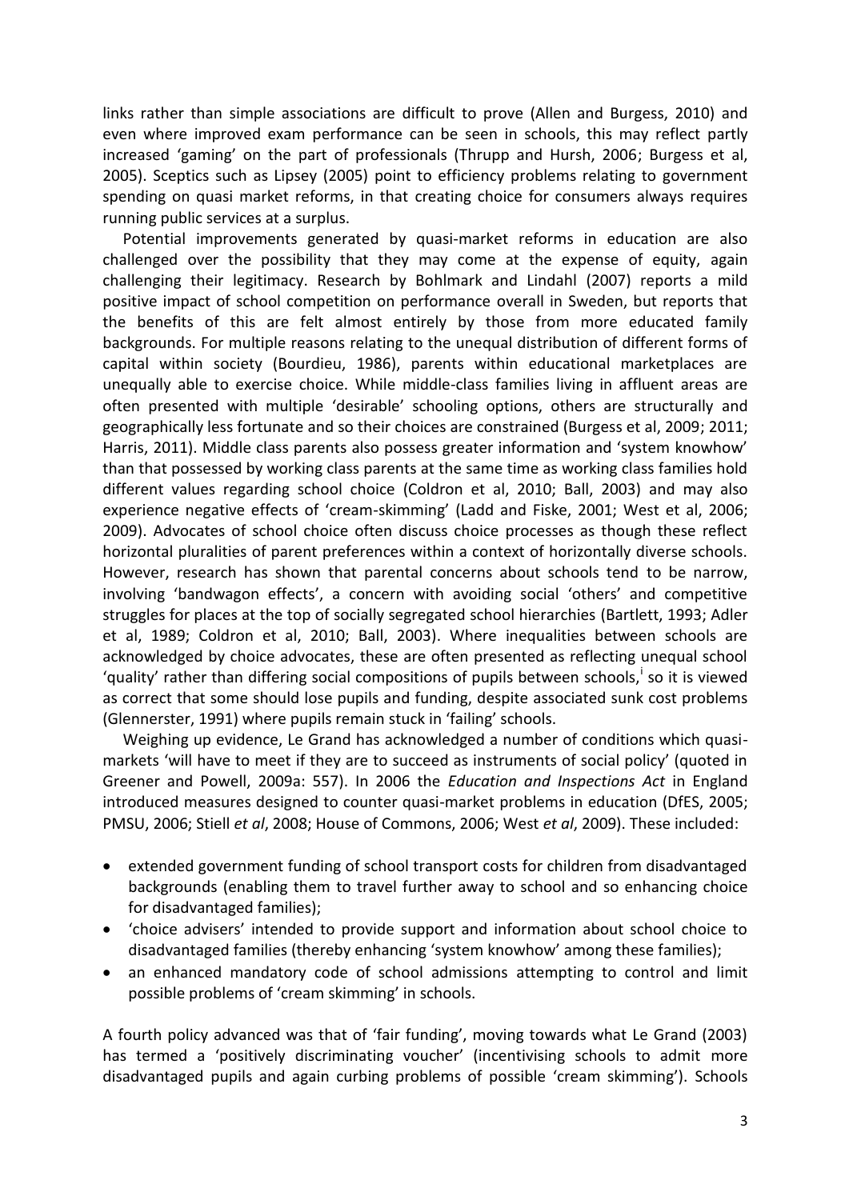links rather than simple associations are difficult to prove (Allen and Burgess, 2010) and even where improved exam performance can be seen in schools, this may reflect partly increased 'gaming' on the part of professionals (Thrupp and Hursh, 2006; Burgess et al, 2005). Sceptics such as Lipsey (2005) point to efficiency problems relating to government spending on quasi market reforms, in that creating choice for consumers always requires running public services at a surplus.

Potential improvements generated by quasi-market reforms in education are also challenged over the possibility that they may come at the expense of equity, again challenging their legitimacy. Research by Bohlmark and Lindahl (2007) reports a mild positive impact of school competition on performance overall in Sweden, but reports that the benefits of this are felt almost entirely by those from more educated family backgrounds. For multiple reasons relating to the unequal distribution of different forms of capital within society (Bourdieu, 1986), parents within educational marketplaces are unequally able to exercise choice. While middle-class families living in affluent areas are often presented with multiple 'desirable' schooling options, others are structurally and geographically less fortunate and so their choices are constrained (Burgess et al, 2009; 2011; Harris, 2011). Middle class parents also possess greater information and 'system knowhow' than that possessed by working class parents at the same time as working class families hold different values regarding school choice (Coldron et al, 2010; Ball, 2003) and may also experience negative effects of 'cream-skimming' (Ladd and Fiske, 2001; West et al, 2006; 2009). Advocates of school choice often discuss choice processes as though these reflect horizontal pluralities of parent preferences within a context of horizontally diverse schools. However, research has shown that parental concerns about schools tend to be narrow, involving 'bandwagon effects', a concern with avoiding social 'others' and competitive struggles for places at the top of socially segregated school hierarchies (Bartlett, 1993; Adler et al, 1989; Coldron et al, 2010; Ball, 2003). Where inequalities between schools are acknowledged by choice advocates, these are often presented as reflecting unequal school 'quality' rather than differing social compositions of pupils between schools,[i] so it is viewed as correct that some should lose pupils and funding, despite associated sunk cost problems (Glennerster, 1991) where pupils remain stuck in 'failing' schools.

Weighing up evidence, Le Grand has acknowledged a number of conditions which quasi-markets 'will have to meet if they are to succeed as instruments of social policy' (quoted in Greener and Powell, 2009a: 557). In 2006 the *Education and Inspections Act* in England introduced measures designed to counter quasi-market problems in education (DfES, 2005; PMSU, 2006; Stiell *et al*, 2008; House of Commons, 2006; West *et al*, 2009). These included:

- extended government funding of school transport costs for children from disadvantaged backgrounds (enabling them to travel further away to school and so enhancing choice for disadvantaged families);
- 'choice advisers' intended to provide support and information about school choice to disadvantaged families (thereby enhancing 'system knowhow' among these families);
- an enhanced mandatory code of school admissions attempting to control and limit possible problems of 'cream skimming' in schools.

A fourth policy advanced was that of 'fair funding', moving towards what Le Grand (2003) has termed a 'positively discriminating voucher' (incentivising schools to admit more disadvantaged pupils and again curbing problems of possible 'cream skimming'). Schools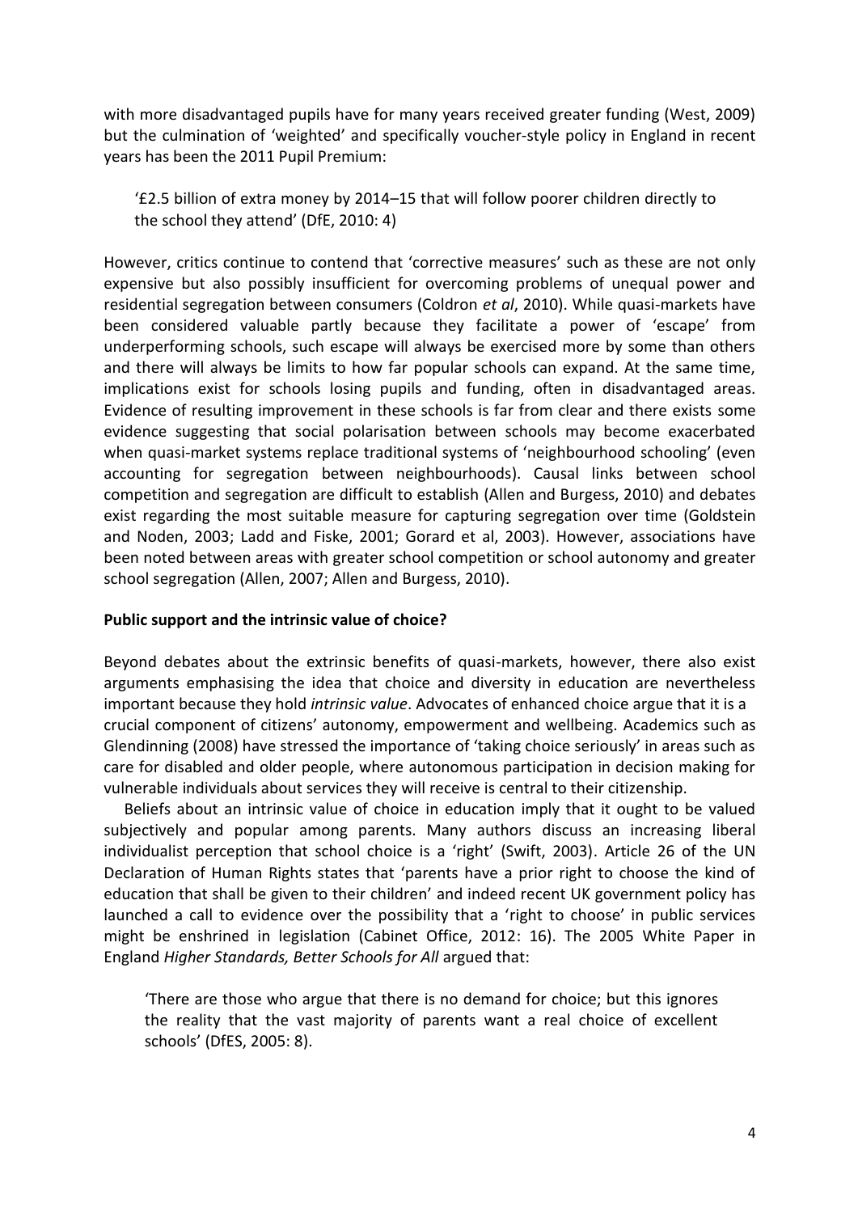with more disadvantaged pupils have for many years received greater funding (West, 2009) but the culmination of 'weighted' and specifically voucher-style policy in England in recent years has been the 2011 Pupil Premium:

> '£2.5 billion of extra money by 2014–15 that will follow poorer children directly to the school they attend' (DfE, 2010: 4)

However, critics continue to contend that 'corrective measures' such as these are not only expensive but also possibly insufficient for overcoming problems of unequal power and residential segregation between consumers (Coldron *et al*, 2010). While quasi-markets have been considered valuable partly because they facilitate a power of 'escape' from underperforming schools, such escape will always be exercised more by some than others and there will always be limits to how far popular schools can expand. At the same time, implications exist for schools losing pupils and funding, often in disadvantaged areas. Evidence of resulting improvement in these schools is far from clear and there exists some evidence suggesting that social polarisation between schools may become exacerbated when quasi-market systems replace traditional systems of 'neighbourhood schooling' (even accounting for segregation between neighbourhoods). Causal links between school competition and segregation are difficult to establish (Allen and Burgess, 2010) and debates exist regarding the most suitable measure for capturing segregation over time (Goldstein and Noden, 2003; Ladd and Fiske, 2001; Gorard et al, 2003). However, associations have been noted between areas with greater school competition or school autonomy and greater school segregation (Allen, 2007; Allen and Burgess, 2010).

**Public support and the intrinsic value of choice?**

Beyond debates about the extrinsic benefits of quasi-markets, however, there also exist arguments emphasising the idea that choice and diversity in education are nevertheless important because they hold *intrinsic value*. Advocates of enhanced choice argue that it is a crucial component of citizens' autonomy, empowerment and wellbeing. Academics such as Glendinning (2008) have stressed the importance of 'taking choice seriously' in areas such as care for disabled and older people, where autonomous participation in decision making for vulnerable individuals about services they will receive is central to their citizenship.

Beliefs about an intrinsic value of choice in education imply that it ought to be valued subjectively and popular among parents. Many authors discuss an increasing liberal individualist perception that school choice is a 'right' (Swift, 2003). Article 26 of the UN Declaration of Human Rights states that 'parents have a prior right to choose the kind of education that shall be given to their children' and indeed recent UK government policy has launched a call to evidence over the possibility that a 'right to choose' in public services might be enshrined in legislation (Cabinet Office, 2012: 16). The 2005 White Paper in England *Higher Standards, Better Schools for All* argued that:

> 'There are those who argue that there is no demand for choice; but this ignores the reality that the vast majority of parents want a real choice of excellent schools' (DfES, 2005: 8).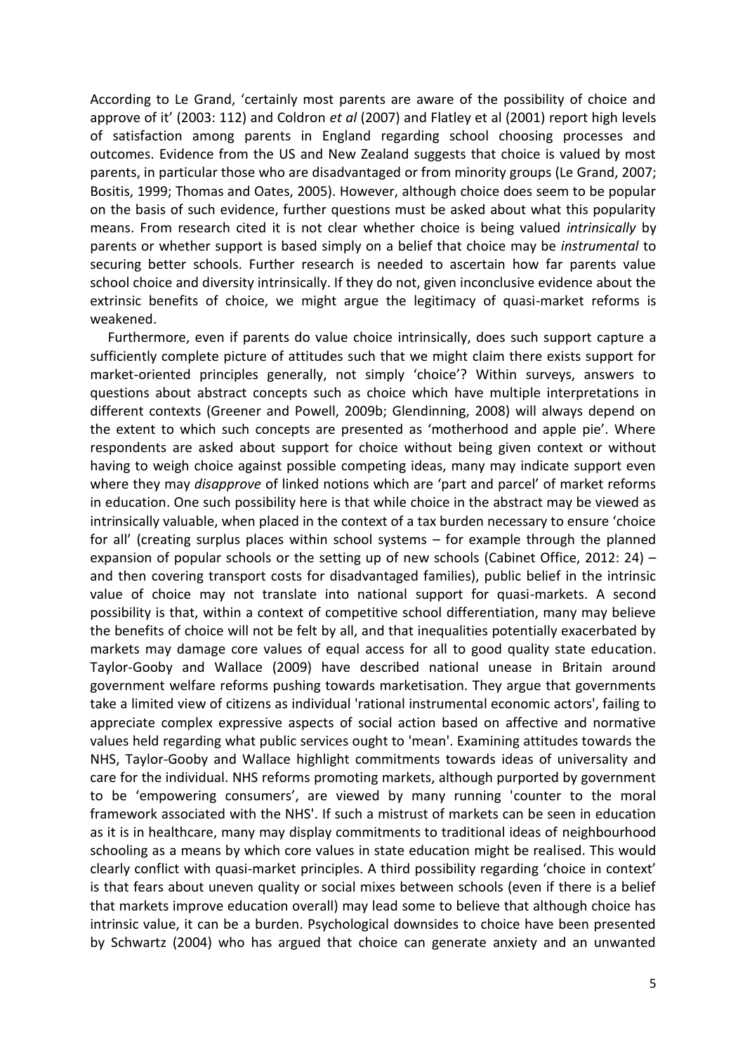According to Le Grand, 'certainly most parents are aware of the possibility of choice and approve of it' (2003: 112) and Coldron *et al* (2007) and Flatley et al (2001) report high levels of satisfaction among parents in England regarding school choosing processes and outcomes. Evidence from the US and New Zealand suggests that choice is valued by most parents, in particular those who are disadvantaged or from minority groups (Le Grand, 2007; Bositis, 1999; Thomas and Oates, 2005). However, although choice does seem to be popular on the basis of such evidence, further questions must be asked about what this popularity means. From research cited it is not clear whether choice is being valued *intrinsically* by parents or whether support is based simply on a belief that choice may be *instrumental* to securing better schools. Further research is needed to ascertain how far parents value school choice and diversity intrinsically. If they do not, given inconclusive evidence about the extrinsic benefits of choice, we might argue the legitimacy of quasi-market reforms is weakened.

Furthermore, even if parents do value choice intrinsically, does such support capture a sufficiently complete picture of attitudes such that we might claim there exists support for market-oriented principles generally, not simply 'choice'? Within surveys, answers to questions about abstract concepts such as choice which have multiple interpretations in different contexts (Greener and Powell, 2009b; Glendinning, 2008) will always depend on the extent to which such concepts are presented as 'motherhood and apple pie'. Where respondents are asked about support for choice without being given context or without having to weigh choice against possible competing ideas, many may indicate support even where they may *disapprove* of linked notions which are 'part and parcel' of market reforms in education. One such possibility here is that while choice in the abstract may be viewed as intrinsically valuable, when placed in the context of a tax burden necessary to ensure 'choice for all' (creating surplus places within school systems – for example through the planned expansion of popular schools or the setting up of new schools (Cabinet Office, 2012: 24) – and then covering transport costs for disadvantaged families), public belief in the intrinsic value of choice may not translate into national support for quasi-markets. A second possibility is that, within a context of competitive school differentiation, many may believe the benefits of choice will not be felt by all, and that inequalities potentially exacerbated by markets may damage core values of equal access for all to good quality state education. Taylor-Gooby and Wallace (2009) have described national unease in Britain around government welfare reforms pushing towards marketisation. They argue that governments take a limited view of citizens as individual 'rational instrumental economic actors', failing to appreciate complex expressive aspects of social action based on affective and normative values held regarding what public services ought to 'mean'. Examining attitudes towards the NHS, Taylor-Gooby and Wallace highlight commitments towards ideas of universality and care for the individual. NHS reforms promoting markets, although purported by government to be 'empowering consumers', are viewed by many running 'counter to the moral framework associated with the NHS'. If such a mistrust of markets can be seen in education as it is in healthcare, many may display commitments to traditional ideas of neighbourhood schooling as a means by which core values in state education might be realised. This would clearly conflict with quasi-market principles. A third possibility regarding 'choice in context' is that fears about uneven quality or social mixes between schools (even if there is a belief that markets improve education overall) may lead some to believe that although choice has intrinsic value, it can be a burden. Psychological downsides to choice have been presented by Schwartz (2004) who has argued that choice can generate anxiety and an unwanted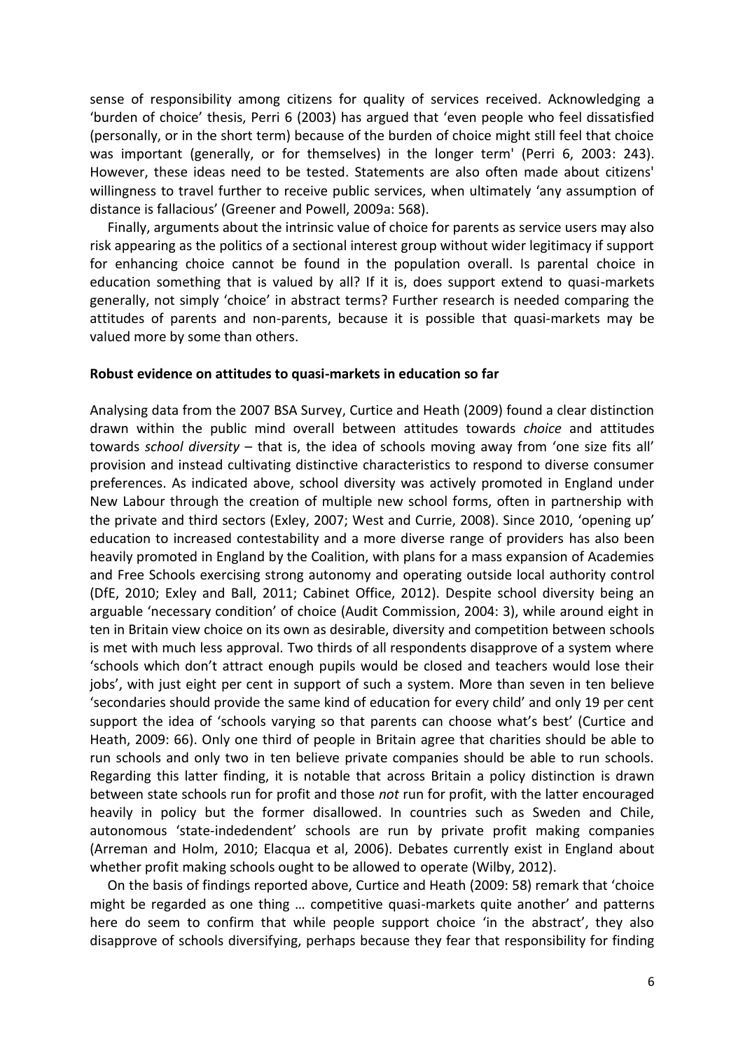sense of responsibility among citizens for quality of services received. Acknowledging a 'burden of choice' thesis, Perri 6 (2003) has argued that 'even people who feel dissatisfied (personally, or in the short term) because of the burden of choice might still feel that choice was important (generally, or for themselves) in the longer term' (Perri 6, 2003: 243). However, these ideas need to be tested. Statements are also often made about citizens' willingness to travel further to receive public services, when ultimately 'any assumption of distance is fallacious' (Greener and Powell, 2009a: 568).

Finally, arguments about the intrinsic value of choice for parents as service users may also risk appearing as the politics of a sectional interest group without wider legitimacy if support for enhancing choice cannot be found in the population overall. Is parental choice in education something that is valued by all? If it is, does support extend to quasi-markets generally, not simply 'choice' in abstract terms? Further research is needed comparing the attitudes of parents and non-parents, because it is possible that quasi-markets may be valued more by some than others.

**Robust evidence on attitudes to quasi-markets in education so far**

Analysing data from the 2007 BSA Survey, Curtice and Heath (2009) found a clear distinction drawn within the public mind overall between attitudes towards *choice* and attitudes towards *school diversity* – that is, the idea of schools moving away from 'one size fits all' provision and instead cultivating distinctive characteristics to respond to diverse consumer preferences. As indicated above, school diversity was actively promoted in England under New Labour through the creation of multiple new school forms, often in partnership with the private and third sectors (Exley, 2007; West and Currie, 2008). Since 2010, 'opening up' education to increased contestability and a more diverse range of providers has also been heavily promoted in England by the Coalition, with plans for a mass expansion of Academies and Free Schools exercising strong autonomy and operating outside local authority control (DfE, 2010; Exley and Ball, 2011; Cabinet Office, 2012). Despite school diversity being an arguable 'necessary condition' of choice (Audit Commission, 2004: 3), while around eight in ten in Britain view choice on its own as desirable, diversity and competition between schools is met with much less approval. Two thirds of all respondents disapprove of a system where 'schools which don't attract enough pupils would be closed and teachers would lose their jobs', with just eight per cent in support of such a system. More than seven in ten believe 'secondaries should provide the same kind of education for every child' and only 19 per cent support the idea of 'schools varying so that parents can choose what's best' (Curtice and Heath, 2009: 66). Only one third of people in Britain agree that charities should be able to run schools and only two in ten believe private companies should be able to run schools. Regarding this latter finding, it is notable that across Britain a policy distinction is drawn between state schools run for profit and those *not* run for profit, with the latter encouraged heavily in policy but the former disallowed. In countries such as Sweden and Chile, autonomous 'state-indedendent' schools are run by private profit making companies (Arreman and Holm, 2010; Elacqua et al, 2006). Debates currently exist in England about whether profit making schools ought to be allowed to operate (Wilby, 2012).

On the basis of findings reported above, Curtice and Heath (2009: 58) remark that 'choice might be regarded as one thing … competitive quasi-markets quite another' and patterns here do seem to confirm that while people support choice 'in the abstract', they also disapprove of schools diversifying, perhaps because they fear that responsibility for finding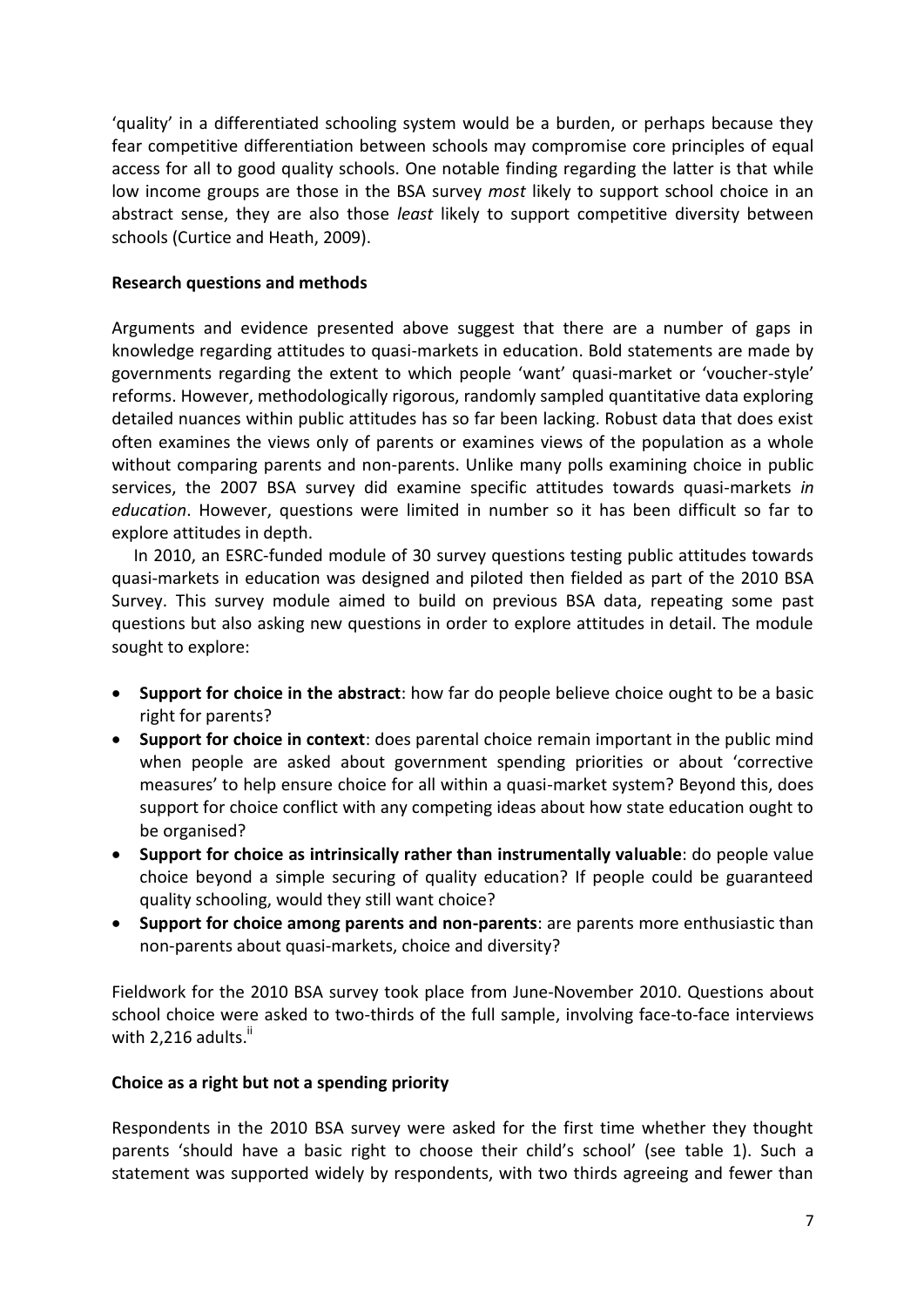'quality' in a differentiated schooling system would be a burden, or perhaps because they fear competitive differentiation between schools may compromise core principles of equal access for all to good quality schools. One notable finding regarding the latter is that while low income groups are those in the BSA survey *most* likely to support school choice in an abstract sense, they are also those *least* likely to support competitive diversity between schools (Curtice and Heath, 2009).

**Research questions and methods**

Arguments and evidence presented above suggest that there are a number of gaps in knowledge regarding attitudes to quasi-markets in education. Bold statements are made by governments regarding the extent to which people 'want' quasi-market or 'voucher-style' reforms. However, methodologically rigorous, randomly sampled quantitative data exploring detailed nuances within public attitudes has so far been lacking. Robust data that does exist often examines the views only of parents or examines views of the population as a whole without comparing parents and non-parents. Unlike many polls examining choice in public services, the 2007 BSA survey did examine specific attitudes towards quasi-markets *in education*. However, questions were limited in number so it has been difficult so far to explore attitudes in depth.

In 2010, an ESRC-funded module of 30 survey questions testing public attitudes towards quasi-markets in education was designed and piloted then fielded as part of the 2010 BSA Survey. This survey module aimed to build on previous BSA data, repeating some past questions but also asking new questions in order to explore attitudes in detail. The module sought to explore:

- **Support for choice in the abstract**: how far do people believe choice ought to be a basic right for parents?
- **Support for choice in context**: does parental choice remain important in the public mind when people are asked about government spending priorities or about 'corrective measures' to help ensure choice for all within a quasi-market system? Beyond this, does support for choice conflict with any competing ideas about how state education ought to be organised?
- **Support for choice as intrinsically rather than instrumentally valuable**: do people value choice beyond a simple securing of quality education? If people could be guaranteed quality schooling, would they still want choice?
- **Support for choice among parents and non-parents**: are parents more enthusiastic than non-parents about quasi-markets, choice and diversity?

Fieldwork for the 2010 BSA survey took place from June-November 2010. Questions about school choice were asked to two-thirds of the full sample, involving face-to-face interviews with 2,216 adults.[ii]

**Choice as a right but not a spending priority**

Respondents in the 2010 BSA survey were asked for the first time whether they thought parents 'should have a basic right to choose their child's school' (see table 1). Such a statement was supported widely by respondents, with two thirds agreeing and fewer than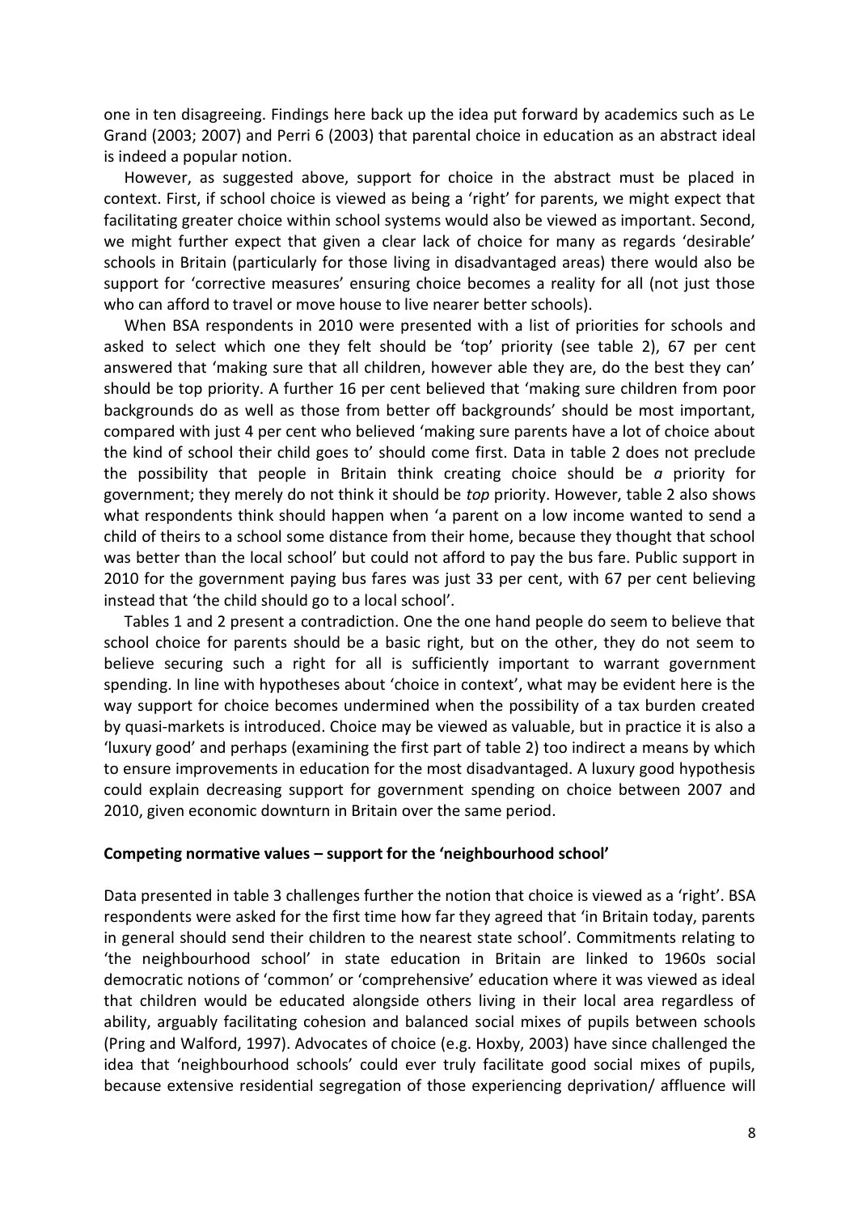one in ten disagreeing. Findings here back up the idea put forward by academics such as Le Grand (2003; 2007) and Perri 6 (2003) that parental choice in education as an abstract ideal is indeed a popular notion.

However, as suggested above, support for choice in the abstract must be placed in context. First, if school choice is viewed as being a 'right' for parents, we might expect that facilitating greater choice within school systems would also be viewed as important. Second, we might further expect that given a clear lack of choice for many as regards 'desirable' schools in Britain (particularly for those living in disadvantaged areas) there would also be support for 'corrective measures' ensuring choice becomes a reality for all (not just those who can afford to travel or move house to live nearer better schools).

When BSA respondents in 2010 were presented with a list of priorities for schools and asked to select which one they felt should be 'top' priority (see table 2), 67 per cent answered that 'making sure that all children, however able they are, do the best they can' should be top priority. A further 16 per cent believed that 'making sure children from poor backgrounds do as well as those from better off backgrounds' should be most important, compared with just 4 per cent who believed 'making sure parents have a lot of choice about the kind of school their child goes to' should come first. Data in table 2 does not preclude the possibility that people in Britain think creating choice should be *a* priority for government; they merely do not think it should be *top* priority. However, table 2 also shows what respondents think should happen when 'a parent on a low income wanted to send a child of theirs to a school some distance from their home, because they thought that school was better than the local school' but could not afford to pay the bus fare. Public support in 2010 for the government paying bus fares was just 33 per cent, with 67 per cent believing instead that 'the child should go to a local school'.

Tables 1 and 2 present a contradiction. One the one hand people do seem to believe that school choice for parents should be a basic right, but on the other, they do not seem to believe securing such a right for all is sufficiently important to warrant government spending. In line with hypotheses about 'choice in context', what may be evident here is the way support for choice becomes undermined when the possibility of a tax burden created by quasi-markets is introduced. Choice may be viewed as valuable, but in practice it is also a 'luxury good' and perhaps (examining the first part of table 2) too indirect a means by which to ensure improvements in education for the most disadvantaged. A luxury good hypothesis could explain decreasing support for government spending on choice between 2007 and 2010, given economic downturn in Britain over the same period.

**Competing normative values – support for the 'neighbourhood school'**

Data presented in table 3 challenges further the notion that choice is viewed as a 'right'. BSA respondents were asked for the first time how far they agreed that 'in Britain today, parents in general should send their children to the nearest state school'. Commitments relating to 'the neighbourhood school' in state education in Britain are linked to 1960s social democratic notions of 'common' or 'comprehensive' education where it was viewed as ideal that children would be educated alongside others living in their local area regardless of ability, arguably facilitating cohesion and balanced social mixes of pupils between schools (Pring and Walford, 1997). Advocates of choice (e.g. Hoxby, 2003) have since challenged the idea that 'neighbourhood schools' could ever truly facilitate good social mixes of pupils, because extensive residential segregation of those experiencing deprivation/ affluence will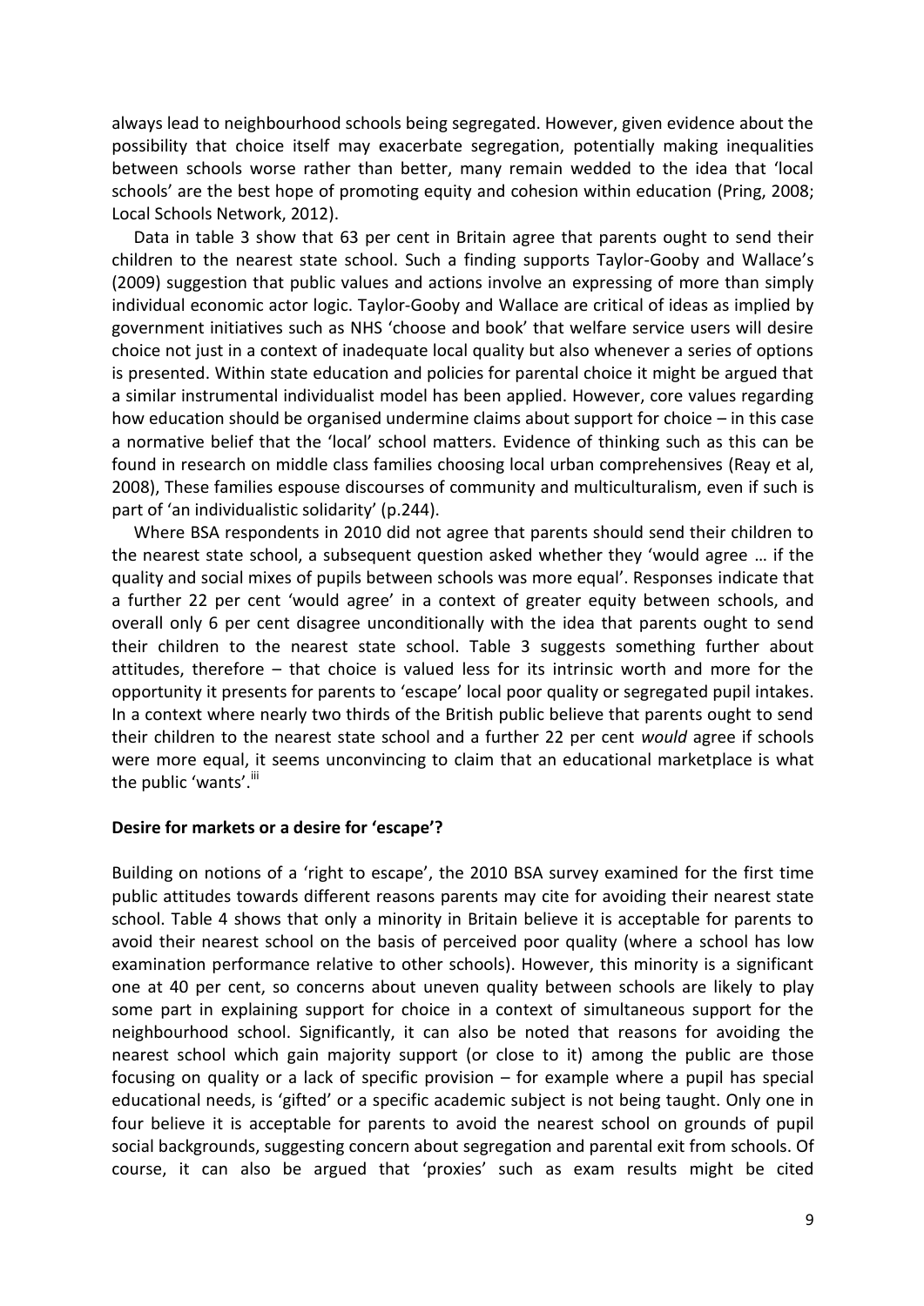always lead to neighbourhood schools being segregated. However, given evidence about the possibility that choice itself may exacerbate segregation, potentially making inequalities between schools worse rather than better, many remain wedded to the idea that 'local schools' are the best hope of promoting equity and cohesion within education (Pring, 2008; Local Schools Network, 2012).

Data in table 3 show that 63 per cent in Britain agree that parents ought to send their children to the nearest state school. Such a finding supports Taylor-Gooby and Wallace's (2009) suggestion that public values and actions involve an expressing of more than simply individual economic actor logic. Taylor-Gooby and Wallace are critical of ideas as implied by government initiatives such as NHS 'choose and book' that welfare service users will desire choice not just in a context of inadequate local quality but also whenever a series of options is presented. Within state education and policies for parental choice it might be argued that a similar instrumental individualist model has been applied. However, core values regarding how education should be organised undermine claims about support for choice – in this case a normative belief that the 'local' school matters. Evidence of thinking such as this can be found in research on middle class families choosing local urban comprehensives (Reay et al, 2008), These families espouse discourses of community and multiculturalism, even if such is part of 'an individualistic solidarity' (p.244).

Where BSA respondents in 2010 did not agree that parents should send their children to the nearest state school, a subsequent question asked whether they 'would agree … if the quality and social mixes of pupils between schools was more equal'. Responses indicate that a further 22 per cent 'would agree' in a context of greater equity between schools, and overall only 6 per cent disagree unconditionally with the idea that parents ought to send their children to the nearest state school. Table 3 suggests something further about attitudes, therefore – that choice is valued less for its intrinsic worth and more for the opportunity it presents for parents to 'escape' local poor quality or segregated pupil intakes. In a context where nearly two thirds of the British public believe that parents ought to send their children to the nearest state school and a further 22 per cent *would* agree if schools were more equal, it seems unconvincing to claim that an educational marketplace is what the public 'wants'.[iii]

**Desire for markets or a desire for 'escape'?**

Building on notions of a 'right to escape', the 2010 BSA survey examined for the first time public attitudes towards different reasons parents may cite for avoiding their nearest state school. Table 4 shows that only a minority in Britain believe it is acceptable for parents to avoid their nearest school on the basis of perceived poor quality (where a school has low examination performance relative to other schools). However, this minority is a significant one at 40 per cent, so concerns about uneven quality between schools are likely to play some part in explaining support for choice in a context of simultaneous support for the neighbourhood school. Significantly, it can also be noted that reasons for avoiding the nearest school which gain majority support (or close to it) among the public are those focusing on quality or a lack of specific provision – for example where a pupil has special educational needs, is 'gifted' or a specific academic subject is not being taught. Only one in four believe it is acceptable for parents to avoid the nearest school on grounds of pupil social backgrounds, suggesting concern about segregation and parental exit from schools. Of course, it can also be argued that 'proxies' such as exam results might be cited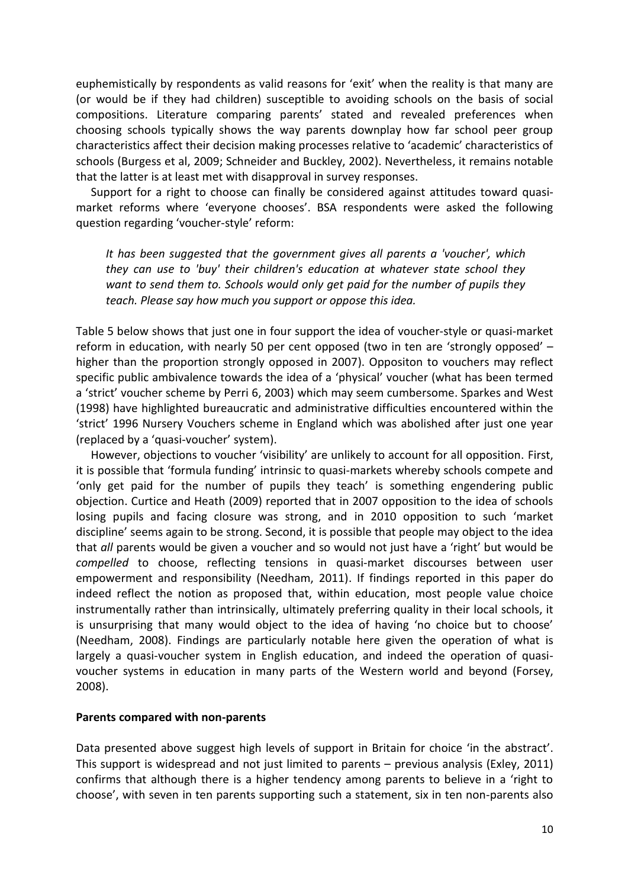euphemistically by respondents as valid reasons for 'exit' when the reality is that many are (or would be if they had children) susceptible to avoiding schools on the basis of social compositions. Literature comparing parents' stated and revealed preferences when choosing schools typically shows the way parents downplay how far school peer group characteristics affect their decision making processes relative to 'academic' characteristics of schools (Burgess et al, 2009; Schneider and Buckley, 2002). Nevertheless, it remains notable that the latter is at least met with disapproval in survey responses.

Support for a right to choose can finally be considered against attitudes toward quasi-market reforms where 'everyone chooses'. BSA respondents were asked the following question regarding 'voucher-style' reform:

> *It has been suggested that the government gives all parents a 'voucher', which they can use to 'buy' their children's education at whatever state school they want to send them to. Schools would only get paid for the number of pupils they teach. Please say how much you support or oppose this idea.*

Table 5 below shows that just one in four support the idea of voucher-style or quasi-market reform in education, with nearly 50 per cent opposed (two in ten are 'strongly opposed' – higher than the proportion strongly opposed in 2007). Oppositon to vouchers may reflect specific public ambivalence towards the idea of a 'physical' voucher (what has been termed a 'strict' voucher scheme by Perri 6, 2003) which may seem cumbersome. Sparkes and West (1998) have highlighted bureaucratic and administrative difficulties encountered within the 'strict' 1996 Nursery Vouchers scheme in England which was abolished after just one year (replaced by a 'quasi-voucher' system).

However, objections to voucher 'visibility' are unlikely to account for all opposition. First, it is possible that 'formula funding' intrinsic to quasi-markets whereby schools compete and 'only get paid for the number of pupils they teach' is something engendering public objection. Curtice and Heath (2009) reported that in 2007 opposition to the idea of schools losing pupils and facing closure was strong, and in 2010 opposition to such 'market discipline' seems again to be strong. Second, it is possible that people may object to the idea that *all* parents would be given a voucher and so would not just have a 'right' but would be *compelled* to choose, reflecting tensions in quasi-market discourses between user empowerment and responsibility (Needham, 2011). If findings reported in this paper do indeed reflect the notion as proposed that, within education, most people value choice instrumentally rather than intrinsically, ultimately preferring quality in their local schools, it is unsurprising that many would object to the idea of having 'no choice but to choose' (Needham, 2008). Findings are particularly notable here given the operation of what is largely a quasi-voucher system in English education, and indeed the operation of quasi-voucher systems in education in many parts of the Western world and beyond (Forsey, 2008).

**Parents compared with non-parents**

Data presented above suggest high levels of support in Britain for choice 'in the abstract'. This support is widespread and not just limited to parents – previous analysis (Exley, 2011) confirms that although there is a higher tendency among parents to believe in a 'right to choose', with seven in ten parents supporting such a statement, six in ten non-parents also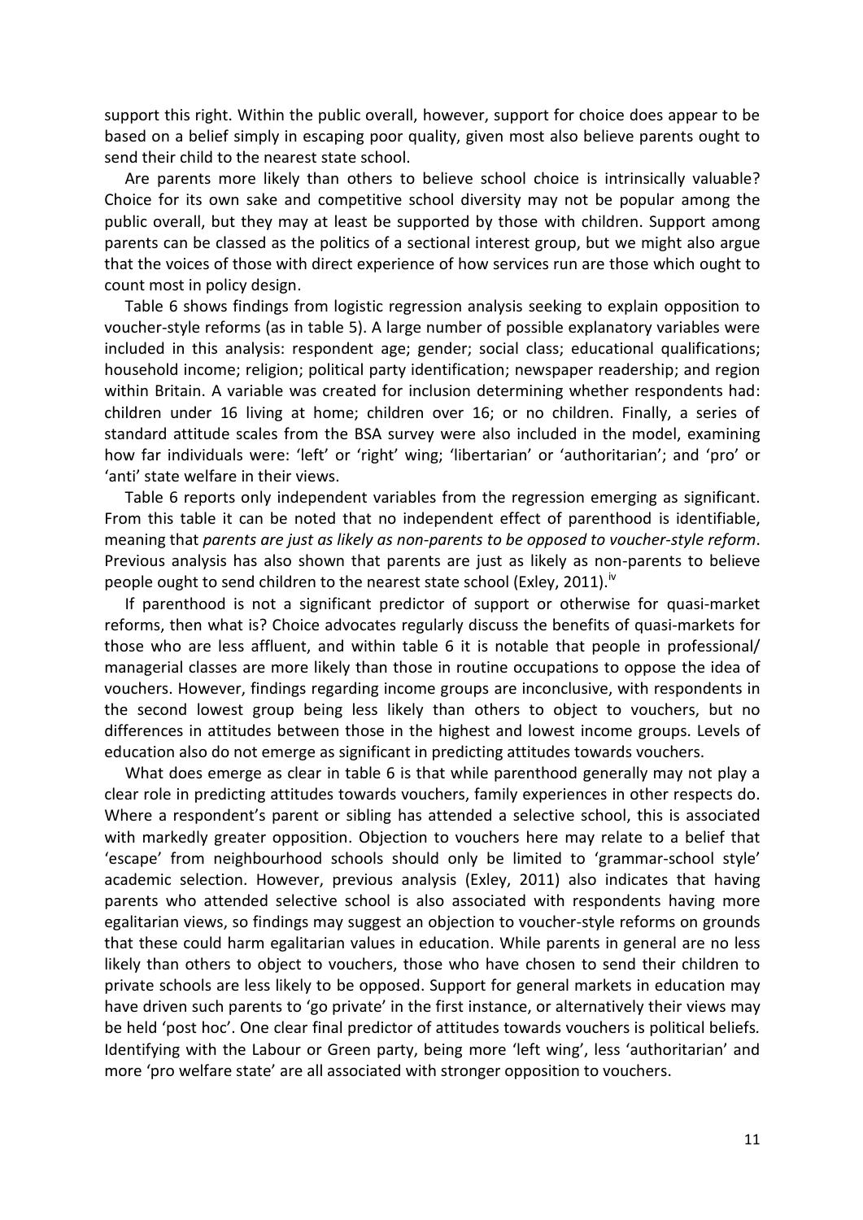support this right. Within the public overall, however, support for choice does appear to be based on a belief simply in escaping poor quality, given most also believe parents ought to send their child to the nearest state school.

Are parents more likely than others to believe school choice is intrinsically valuable? Choice for its own sake and competitive school diversity may not be popular among the public overall, but they may at least be supported by those with children. Support among parents can be classed as the politics of a sectional interest group, but we might also argue that the voices of those with direct experience of how services run are those which ought to count most in policy design.

Table 6 shows findings from logistic regression analysis seeking to explain opposition to voucher-style reforms (as in table 5). A large number of possible explanatory variables were included in this analysis: respondent age; gender; social class; educational qualifications; household income; religion; political party identification; newspaper readership; and region within Britain. A variable was created for inclusion determining whether respondents had: children under 16 living at home; children over 16; or no children. Finally, a series of standard attitude scales from the BSA survey were also included in the model, examining how far individuals were: 'left' or 'right' wing; 'libertarian' or 'authoritarian'; and 'pro' or 'anti' state welfare in their views.

Table 6 reports only independent variables from the regression emerging as significant. From this table it can be noted that no independent effect of parenthood is identifiable, meaning that *parents are just as likely as non-parents to be opposed to voucher-style reform*. Previous analysis has also shown that parents are just as likely as non-parents to believe people ought to send children to the nearest state school (Exley, 2011).[iv]

If parenthood is not a significant predictor of support or otherwise for quasi-market reforms, then what is? Choice advocates regularly discuss the benefits of quasi-markets for those who are less affluent, and within table 6 it is notable that people in professional/ managerial classes are more likely than those in routine occupations to oppose the idea of vouchers. However, findings regarding income groups are inconclusive, with respondents in the second lowest group being less likely than others to object to vouchers, but no differences in attitudes between those in the highest and lowest income groups. Levels of education also do not emerge as significant in predicting attitudes towards vouchers.

What does emerge as clear in table 6 is that while parenthood generally may not play a clear role in predicting attitudes towards vouchers, family experiences in other respects do. Where a respondent's parent or sibling has attended a selective school, this is associated with markedly greater opposition. Objection to vouchers here may relate to a belief that 'escape' from neighbourhood schools should only be limited to 'grammar-school style' academic selection. However, previous analysis (Exley, 2011) also indicates that having parents who attended selective school is also associated with respondents having more egalitarian views, so findings may suggest an objection to voucher-style reforms on grounds that these could harm egalitarian values in education. While parents in general are no less likely than others to object to vouchers, those who have chosen to send their children to private schools are less likely to be opposed. Support for general markets in education may have driven such parents to 'go private' in the first instance, or alternatively their views may be held 'post hoc'. One clear final predictor of attitudes towards vouchers is political beliefs. Identifying with the Labour or Green party, being more 'left wing', less 'authoritarian' and more 'pro welfare state' are all associated with stronger opposition to vouchers.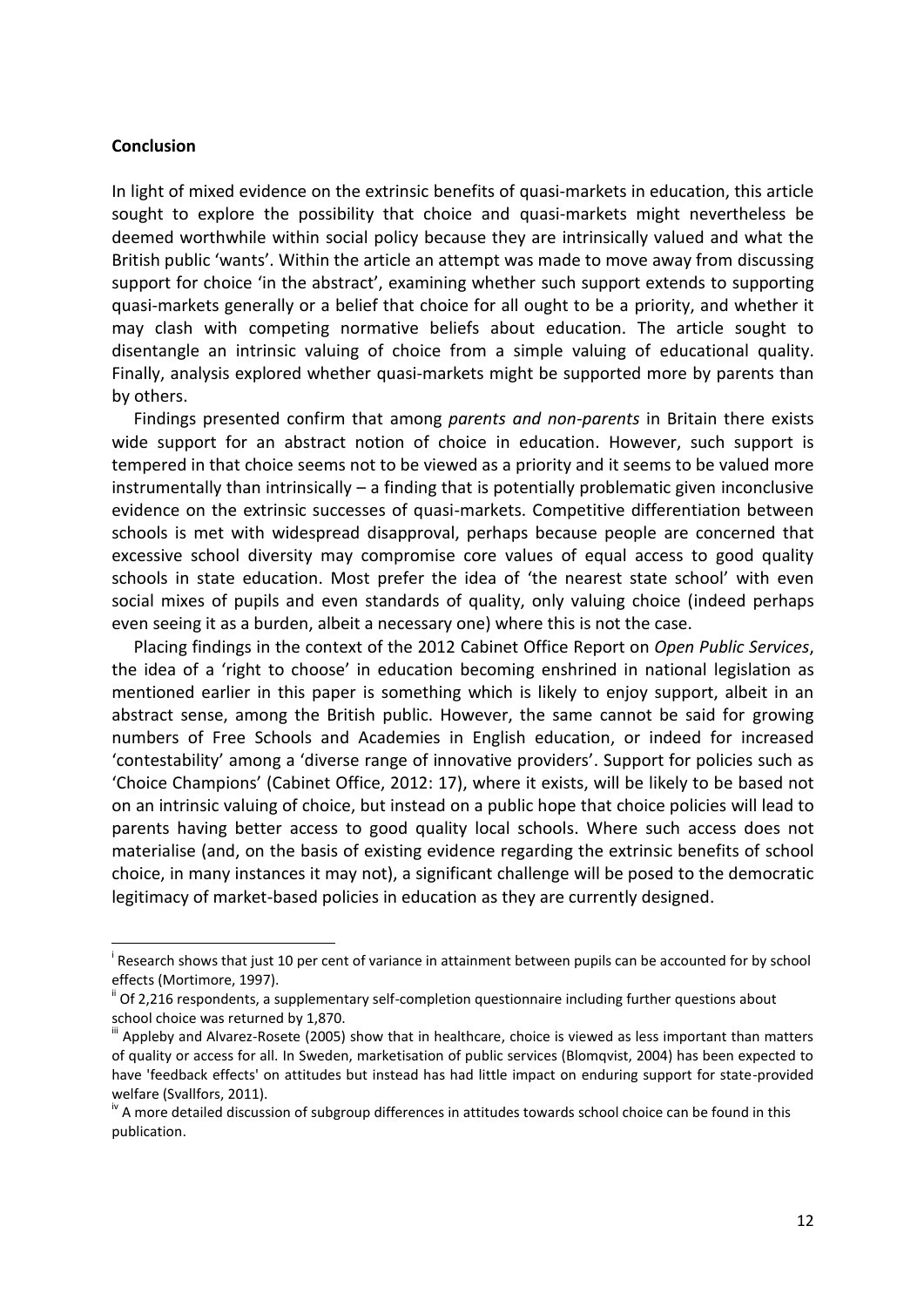**Conclusion**

In light of mixed evidence on the extrinsic benefits of quasi-markets in education, this article sought to explore the possibility that choice and quasi-markets might nevertheless be deemed worthwhile within social policy because they are intrinsically valued and what the British public 'wants'. Within the article an attempt was made to move away from discussing support for choice 'in the abstract', examining whether such support extends to supporting quasi-markets generally or a belief that choice for all ought to be a priority, and whether it may clash with competing normative beliefs about education. The article sought to disentangle an intrinsic valuing of choice from a simple valuing of educational quality. Finally, analysis explored whether quasi-markets might be supported more by parents than by others.

Findings presented confirm that among *parents and non-parents* in Britain there exists wide support for an abstract notion of choice in education. However, such support is tempered in that choice seems not to be viewed as a priority and it seems to be valued more instrumentally than intrinsically – a finding that is potentially problematic given inconclusive evidence on the extrinsic successes of quasi-markets. Competitive differentiation between schools is met with widespread disapproval, perhaps because people are concerned that excessive school diversity may compromise core values of equal access to good quality schools in state education. Most prefer the idea of 'the nearest state school' with even social mixes of pupils and even standards of quality, only valuing choice (indeed perhaps even seeing it as a burden, albeit a necessary one) where this is not the case.

Placing findings in the context of the 2012 Cabinet Office Report on *Open Public Services*, the idea of a 'right to choose' in education becoming enshrined in national legislation as mentioned earlier in this paper is something which is likely to enjoy support, albeit in an abstract sense, among the British public. However, the same cannot be said for growing numbers of Free Schools and Academies in English education, or indeed for increased 'contestability' among a 'diverse range of innovative providers'. Support for policies such as 'Choice Champions' (Cabinet Office, 2012: 17), where it exists, will be likely to be based not on an intrinsic valuing of choice, but instead on a public hope that choice policies will lead to parents having better access to good quality local schools. Where such access does not materialise (and, on the basis of existing evidence regarding the extrinsic benefits of school choice, in many instances it may not), a significant challenge will be posed to the democratic legitimacy of market-based policies in education as they are currently designed.

---

[i] Research shows that just 10 per cent of variance in attainment between pupils can be accounted for by school effects (Mortimore, 1997).

[ii] Of 2,216 respondents, a supplementary self-completion questionnaire including further questions about school choice was returned by 1,870.

[iii] Appleby and Alvarez-Rosete (2005) show that in healthcare, choice is viewed as less important than matters of quality or access for all. In Sweden, marketisation of public services (Blomqvist, 2004) has been expected to have 'feedback effects' on attitudes but instead has had little impact on enduring support for state-provided welfare (Svallfors, 2011).

[iv] A more detailed discussion of subgroup differences in attitudes towards school choice can be found in this publication.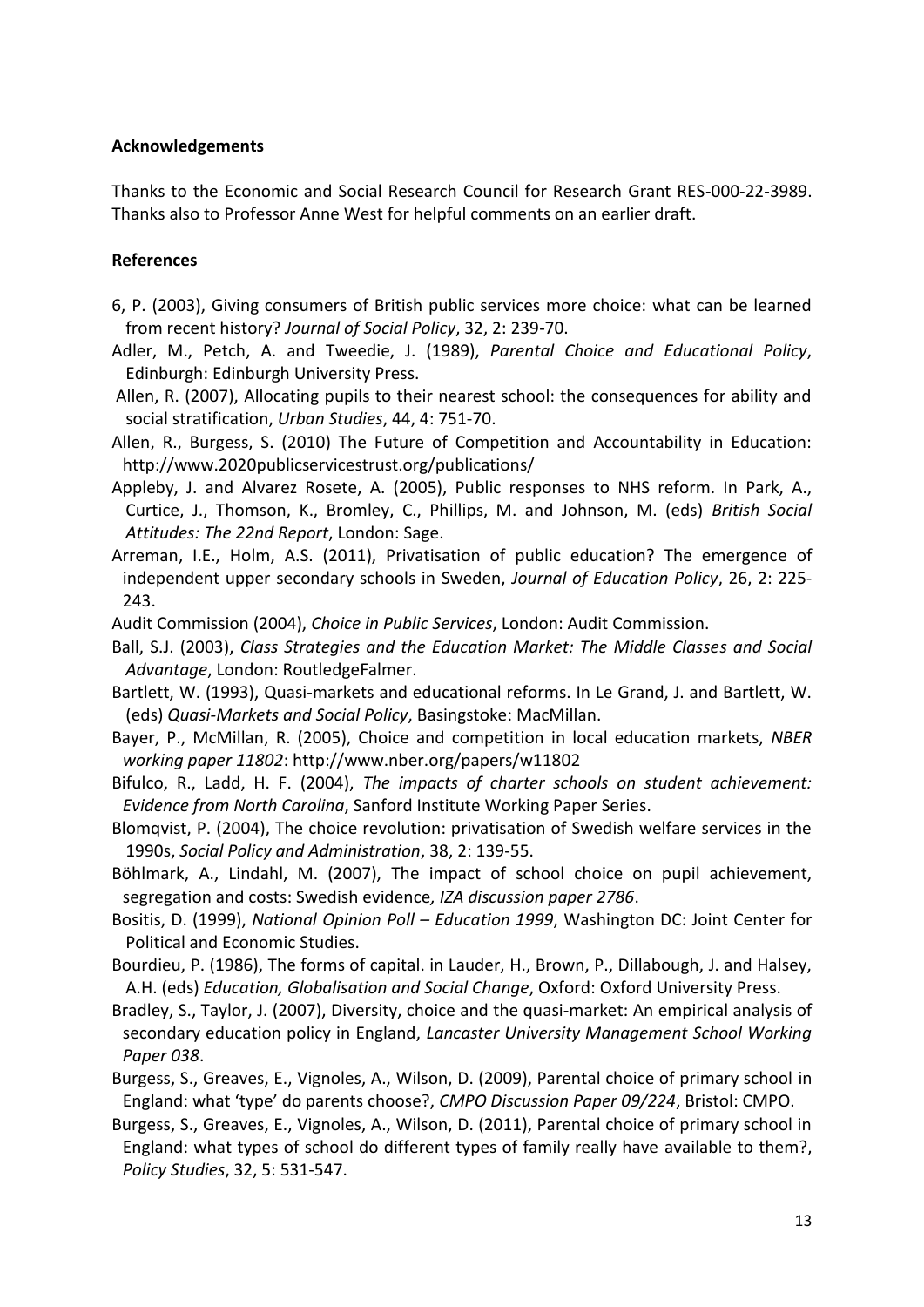**Acknowledgements**

Thanks to the Economic and Social Research Council for Research Grant RES-000-22-3989. Thanks also to Professor Anne West for helpful comments on an earlier draft.

**References**

6, P. (2003), Giving consumers of British public services more choice: what can be learned from recent history? *Journal of Social Policy*, 32, 2: 239-70.

Adler, M., Petch, A. and Tweedie, J. (1989), *Parental Choice and Educational Policy*, Edinburgh: Edinburgh University Press.

Allen, R. (2007), Allocating pupils to their nearest school: the consequences for ability and social stratification, *Urban Studies*, 44, 4: 751-70.

Allen, R., Burgess, S. (2010) The Future of Competition and Accountability in Education: http://www.2020publicservicestrust.org/publications/

Appleby, J. and Alvarez Rosete, A. (2005), Public responses to NHS reform. In Park, A., Curtice, J., Thomson, K., Bromley, C., Phillips, M. and Johnson, M. (eds) *British Social Attitudes: The 22nd Report*, London: Sage.

Arreman, I.E., Holm, A.S. (2011), Privatisation of public education? The emergence of independent upper secondary schools in Sweden, *Journal of Education Policy*, 26, 2: 225-243.

Audit Commission (2004), *Choice in Public Services*, London: Audit Commission.

Ball, S.J. (2003), *Class Strategies and the Education Market: The Middle Classes and Social Advantage*, London: RoutledgeFalmer.

Bartlett, W. (1993), Quasi-markets and educational reforms. In Le Grand, J. and Bartlett, W. (eds) *Quasi-Markets and Social Policy*, Basingstoke: MacMillan.

Bayer, P., McMillan, R. (2005), Choice and competition in local education markets, *NBER working paper 11802*: http://www.nber.org/papers/w11802

Bifulco, R., Ladd, H. F. (2004), *The impacts of charter schools on student achievement: Evidence from North Carolina*, Sanford Institute Working Paper Series.

Blomqvist, P. (2004), The choice revolution: privatisation of Swedish welfare services in the 1990s, *Social Policy and Administration*, 38, 2: 139-55.

Böhlmark, A., Lindahl, M. (2007), The impact of school choice on pupil achievement, segregation and costs: Swedish evidence*, IZA discussion paper 2786*.

Bositis, D. (1999), *National Opinion Poll – Education 1999*, Washington DC: Joint Center for Political and Economic Studies.

Bourdieu, P. (1986), The forms of capital. in Lauder, H., Brown, P., Dillabough, J. and Halsey, A.H. (eds) *Education, Globalisation and Social Change*, Oxford: Oxford University Press.

Bradley, S., Taylor, J. (2007), Diversity, choice and the quasi-market: An empirical analysis of secondary education policy in England, *Lancaster University Management School Working Paper 038*.

Burgess, S., Greaves, E., Vignoles, A., Wilson, D. (2009), Parental choice of primary school in England: what 'type' do parents choose?, *CMPO Discussion Paper 09/224*, Bristol: CMPO.

Burgess, S., Greaves, E., Vignoles, A., Wilson, D. (2011), Parental choice of primary school in England: what types of school do different types of family really have available to them?, *Policy Studies*, 32, 5: 531-547.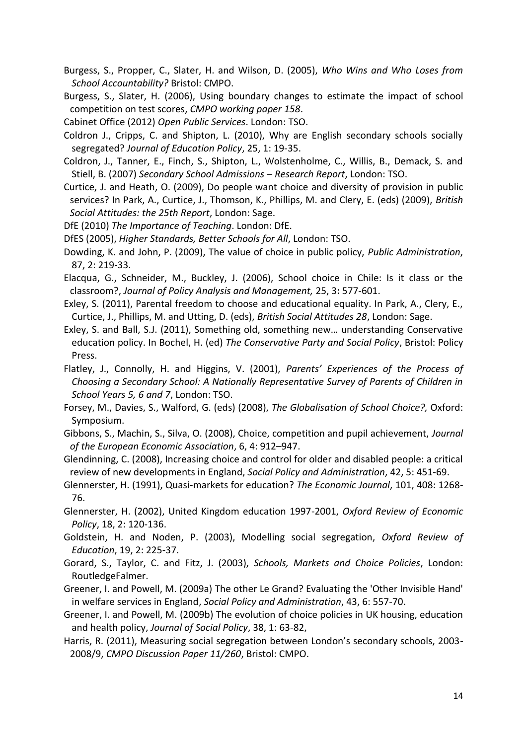Burgess, S., Propper, C., Slater, H. and Wilson, D. (2005), *Who Wins and Who Loses from School Accountability?* Bristol: CMPO.

Burgess, S., Slater, H. (2006), Using boundary changes to estimate the impact of school competition on test scores, *CMPO working paper 158*.

Cabinet Office (2012) *Open Public Services*. London: TSO.

Coldron J., Cripps, C. and Shipton, L. (2010), Why are English secondary schools socially segregated? *Journal of Education Policy*, 25, 1: 19-35.

Coldron, J., Tanner, E., Finch, S., Shipton, L., Wolstenholme, C., Willis, B., Demack, S. and Stiell, B. (2007) *Secondary School Admissions – Research Report*, London: TSO.

Curtice, J. and Heath, O. (2009), Do people want choice and diversity of provision in public services? In Park, A., Curtice, J., Thomson, K., Phillips, M. and Clery, E. (eds) (2009), *British Social Attitudes: the 25th Report*, London: Sage.

DfE (2010) *The Importance of Teaching*. London: DfE.

DfES (2005), *Higher Standards, Better Schools for All*, London: TSO.

Dowding, K. and John, P. (2009), The value of choice in public policy, *Public Administration*, 87, 2: 219-33.

Elacqua, G., Schneider, M., Buckley, J. (2006), School choice in Chile: Is it class or the classroom?, *Journal of Policy Analysis and Management,* 25, 3**:** 577-601.

Exley, S. (2011), Parental freedom to choose and educational equality. In Park, A., Clery, E., Curtice, J., Phillips, M. and Utting, D. (eds), *British Social Attitudes 28*, London: Sage.

Exley, S. and Ball, S.J. (2011), Something old, something new… understanding Conservative education policy. In Bochel, H. (ed) *The Conservative Party and Social Policy*, Bristol: Policy Press.

Flatley, J., Connolly, H. and Higgins, V. (2001), *Parents' Experiences of the Process of Choosing a Secondary School: A Nationally Representative Survey of Parents of Children in School Years 5, 6 and 7*, London: TSO.

Forsey, M., Davies, S., Walford, G. (eds) (2008), *The Globalisation of School Choice?,* Oxford: Symposium.

Gibbons, S., Machin, S., Silva, O. (2008), Choice, competition and pupil achievement, *Journal of the European Economic Association*, 6, 4: 912–947.

Glendinning, C. (2008), Increasing choice and control for older and disabled people: a critical review of new developments in England, *Social Policy and Administration*, 42, 5: 451-69.

Glennerster, H. (1991), Quasi-markets for education? *The Economic Journal*, 101, 408: 1268-76.

Glennerster, H. (2002), United Kingdom education 1997-2001, *Oxford Review of Economic Policy*, 18, 2: 120-136.

Goldstein, H. and Noden, P. (2003), Modelling social segregation, *Oxford Review of Education*, 19, 2: 225-37.

Gorard, S., Taylor, C. and Fitz, J. (2003), *Schools, Markets and Choice Policies*, London: RoutledgeFalmer.

Greener, I. and Powell, M. (2009a) The other Le Grand? Evaluating the 'Other Invisible Hand' in welfare services in England, *Social Policy and Administration*, 43, 6: 557-70.

Greener, I. and Powell, M. (2009b) The evolution of choice policies in UK housing, education and health policy, *Journal of Social Policy*, 38, 1: 63-82,

Harris, R. (2011), Measuring social segregation between London's secondary schools, 2003-2008/9, *CMPO Discussion Paper 11/260*, Bristol: CMPO.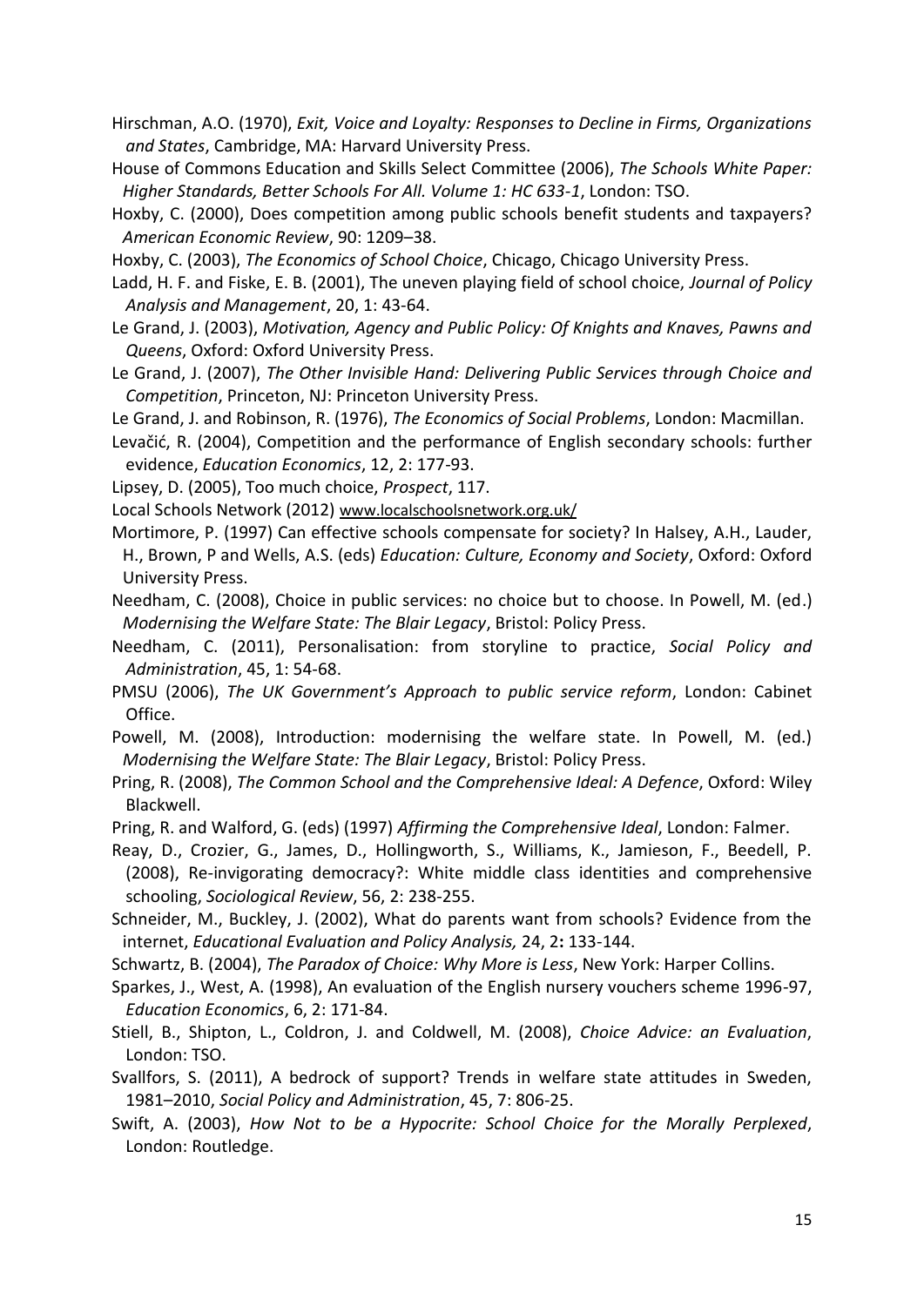Hirschman, A.O. (1970), *Exit, Voice and Loyalty: Responses to Decline in Firms, Organizations and States*, Cambridge, MA: Harvard University Press.

House of Commons Education and Skills Select Committee (2006), *The Schools White Paper: Higher Standards, Better Schools For All. Volume 1: HC 633-1*, London: TSO.

Hoxby, C. (2000), Does competition among public schools benefit students and taxpayers? *American Economic Review*, 90: 1209–38.

Hoxby, C. (2003), *The Economics of School Choice*, Chicago, Chicago University Press.

Ladd, H. F. and Fiske, E. B. (2001), The uneven playing field of school choice, *Journal of Policy Analysis and Management*, 20, 1: 43-64.

Le Grand, J. (2003), *Motivation, Agency and Public Policy: Of Knights and Knaves, Pawns and Queens*, Oxford: Oxford University Press.

Le Grand, J. (2007), *The Other Invisible Hand: Delivering Public Services through Choice and Competition*, Princeton, NJ: Princeton University Press.

Le Grand, J. and Robinson, R. (1976), *The Economics of Social Problems*, London: Macmillan.

Levačić, R. (2004), Competition and the performance of English secondary schools: further evidence, *Education Economics*, 12, 2: 177-93.

Lipsey, D. (2005), Too much choice, *Prospect*, 117.

Local Schools Network (2012) www.localschoolsnetwork.org.uk/

Mortimore, P. (1997) Can effective schools compensate for society? In Halsey, A.H., Lauder, H., Brown, P and Wells, A.S. (eds) *Education: Culture, Economy and Society*, Oxford: Oxford University Press.

Needham, C. (2008), Choice in public services: no choice but to choose. In Powell, M. (ed.) *Modernising the Welfare State: The Blair Legacy*, Bristol: Policy Press.

Needham, C. (2011), Personalisation: from storyline to practice, *Social Policy and Administration*, 45, 1: 54-68.

PMSU (2006), *The UK Government's Approach to public service reform*, London: Cabinet Office.

Powell, M. (2008), Introduction: modernising the welfare state. In Powell, M. (ed.) *Modernising the Welfare State: The Blair Legacy*, Bristol: Policy Press.

Pring, R. (2008), *The Common School and the Comprehensive Ideal: A Defence*, Oxford: Wiley Blackwell.

Pring, R. and Walford, G. (eds) (1997) *Affirming the Comprehensive Ideal*, London: Falmer.

Reay, D., Crozier, G., James, D., Hollingworth, S., Williams, K., Jamieson, F., Beedell, P. (2008), Re-invigorating democracy?: White middle class identities and comprehensive schooling, *Sociological Review*, 56, 2: 238-255.

Schneider, M., Buckley, J. (2002), What do parents want from schools? Evidence from the internet, *Educational Evaluation and Policy Analysis,* 24, 2**:** 133-144.

Schwartz, B. (2004), *The Paradox of Choice: Why More is Less*, New York: Harper Collins.

Sparkes, J., West, A. (1998), An evaluation of the English nursery vouchers scheme 1996-97, *Education Economics*, 6, 2: 171-84.

Stiell, B., Shipton, L., Coldron, J. and Coldwell, M. (2008), *Choice Advice: an Evaluation*, London: TSO.

Svallfors, S. (2011), A bedrock of support? Trends in welfare state attitudes in Sweden, 1981–2010, *Social Policy and Administration*, 45, 7: 806-25.

Swift, A. (2003), *How Not to be a Hypocrite: School Choice for the Morally Perplexed*, London: Routledge.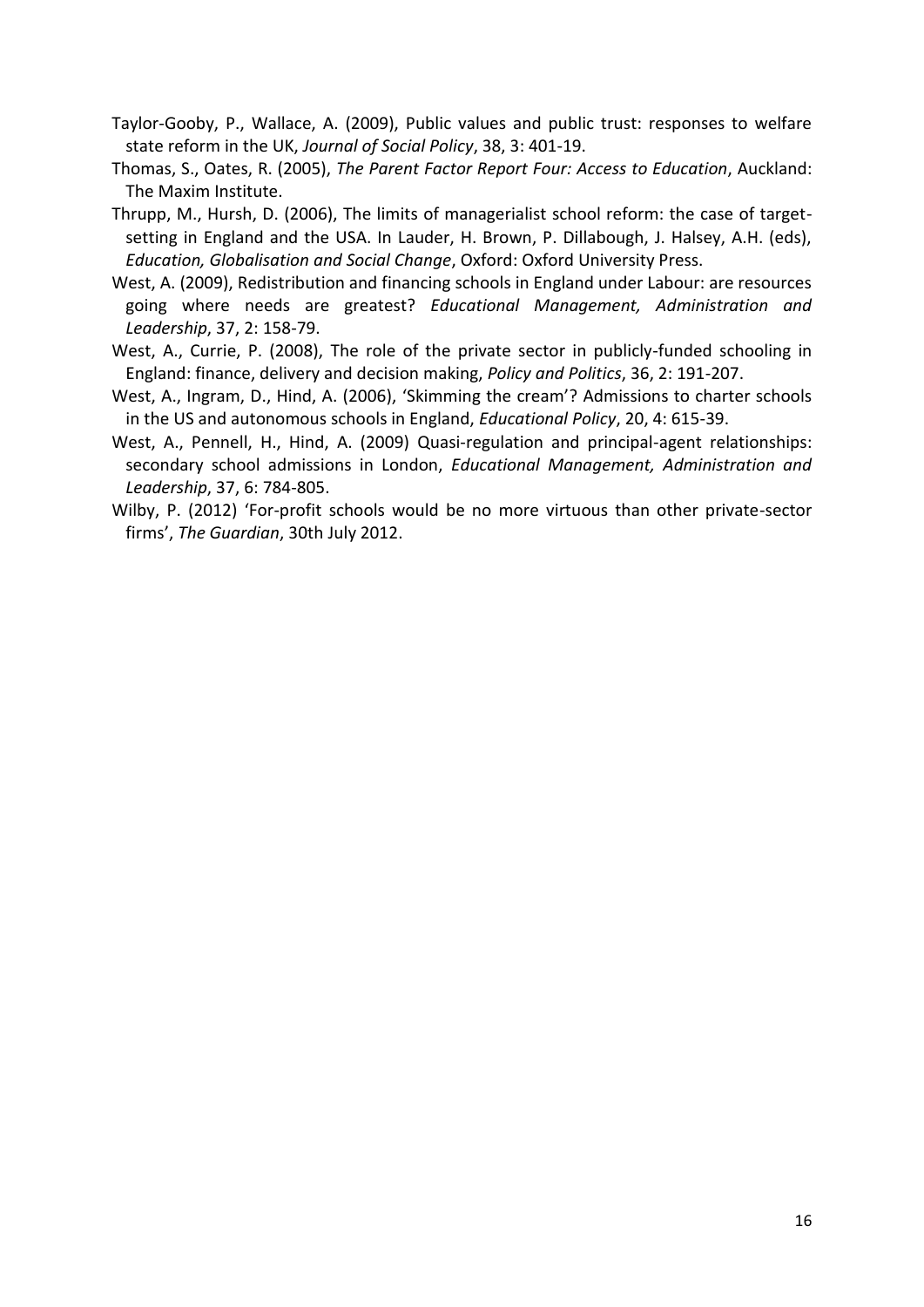Taylor-Gooby, P., Wallace, A. (2009), Public values and public trust: responses to welfare state reform in the UK, *Journal of Social Policy*, 38, 3: 401-19.

Thomas, S., Oates, R. (2005), *The Parent Factor Report Four: Access to Education*, Auckland: The Maxim Institute.

Thrupp, M., Hursh, D. (2006), The limits of managerialist school reform: the case of target-setting in England and the USA. In Lauder, H. Brown, P. Dillabough, J. Halsey, A.H. (eds), *Education, Globalisation and Social Change*, Oxford: Oxford University Press.

West, A. (2009), Redistribution and financing schools in England under Labour: are resources going where needs are greatest? *Educational Management, Administration and Leadership*, 37, 2: 158-79.

West, A., Currie, P. (2008), The role of the private sector in publicly-funded schooling in England: finance, delivery and decision making, *Policy and Politics*, 36, 2: 191-207.

West, A., Ingram, D., Hind, A. (2006), 'Skimming the cream'? Admissions to charter schools in the US and autonomous schools in England, *Educational Policy*, 20, 4: 615-39.

West, A., Pennell, H., Hind, A. (2009) Quasi-regulation and principal-agent relationships: secondary school admissions in London, *Educational Management, Administration and Leadership*, 37, 6: 784-805.

Wilby, P. (2012) 'For-profit schools would be no more virtuous than other private-sector firms', *The Guardian*, 30th July 2012.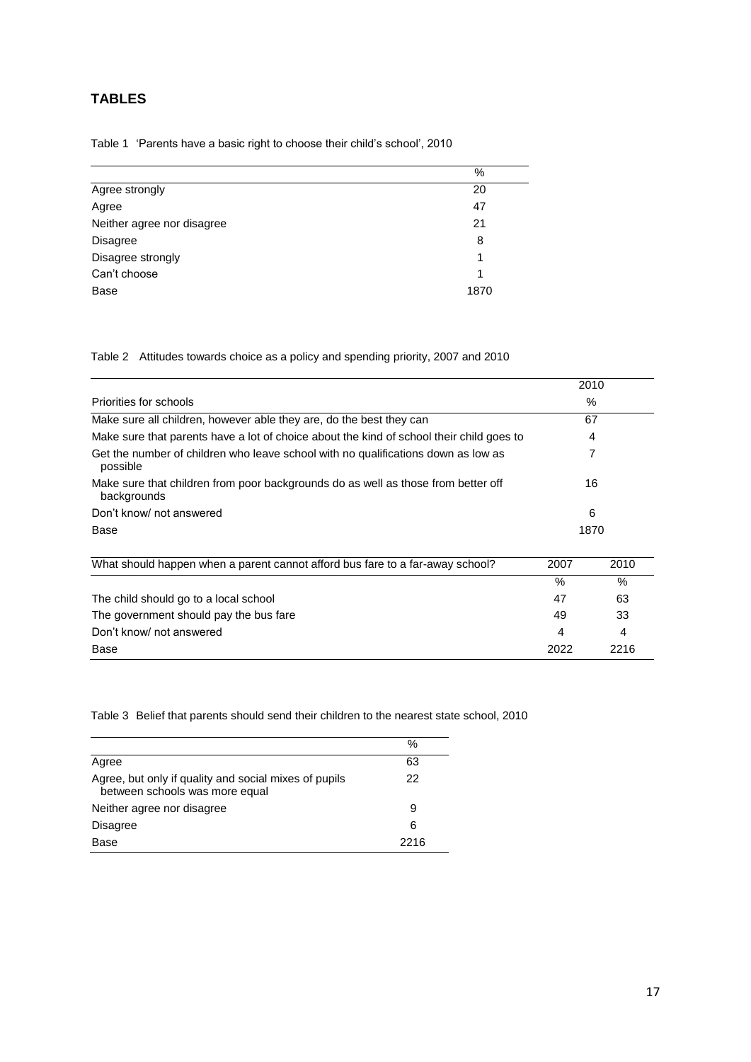## TABLES

Table 1 'Parents have a basic right to choose their child's school', 2010

| | % |
|---|---|
| Agree strongly | 20 |
| Agree | 47 |
| Neither agree nor disagree | 21 |
| Disagree | 8 |
| Disagree strongly | 1 |
| Can't choose | 1 |
| Base | 1870 |

Table 2 Attitudes towards choice as a policy and spending priority, 2007 and 2010

| | 2010 |
|---|---|
| Priorities for schools | % |
| Make sure all children, however able they are, do the best they can | 67 |
| Make sure that parents have a lot of choice about the kind of school their child goes to | 4 |
| Get the number of children who leave school with no qualifications down as low as possible | 7 |
| Make sure that children from poor backgrounds do as well as those from better off backgrounds | 16 |
| Don't know/ not answered | 6 |
| Base | 1870 |

| What should happen when a parent cannot afford bus fare to a far-away school? | 2007 | 2010 |
|---|---|---|
| | % | % |
| The child should go to a local school | 47 | 63 |
| The government should pay the bus fare | 49 | 33 |
| Don't know/ not answered | 4 | 4 |
| Base | 2022 | 2216 |

Table 3 Belief that parents should send their children to the nearest state school, 2010

| | % |
|---|---|
| Agree | 63 |
| Agree, but only if quality and social mixes of pupils between schools was more equal | 22 |
| Neither agree nor disagree | 9 |
| Disagree | 6 |
| Base | 2216 |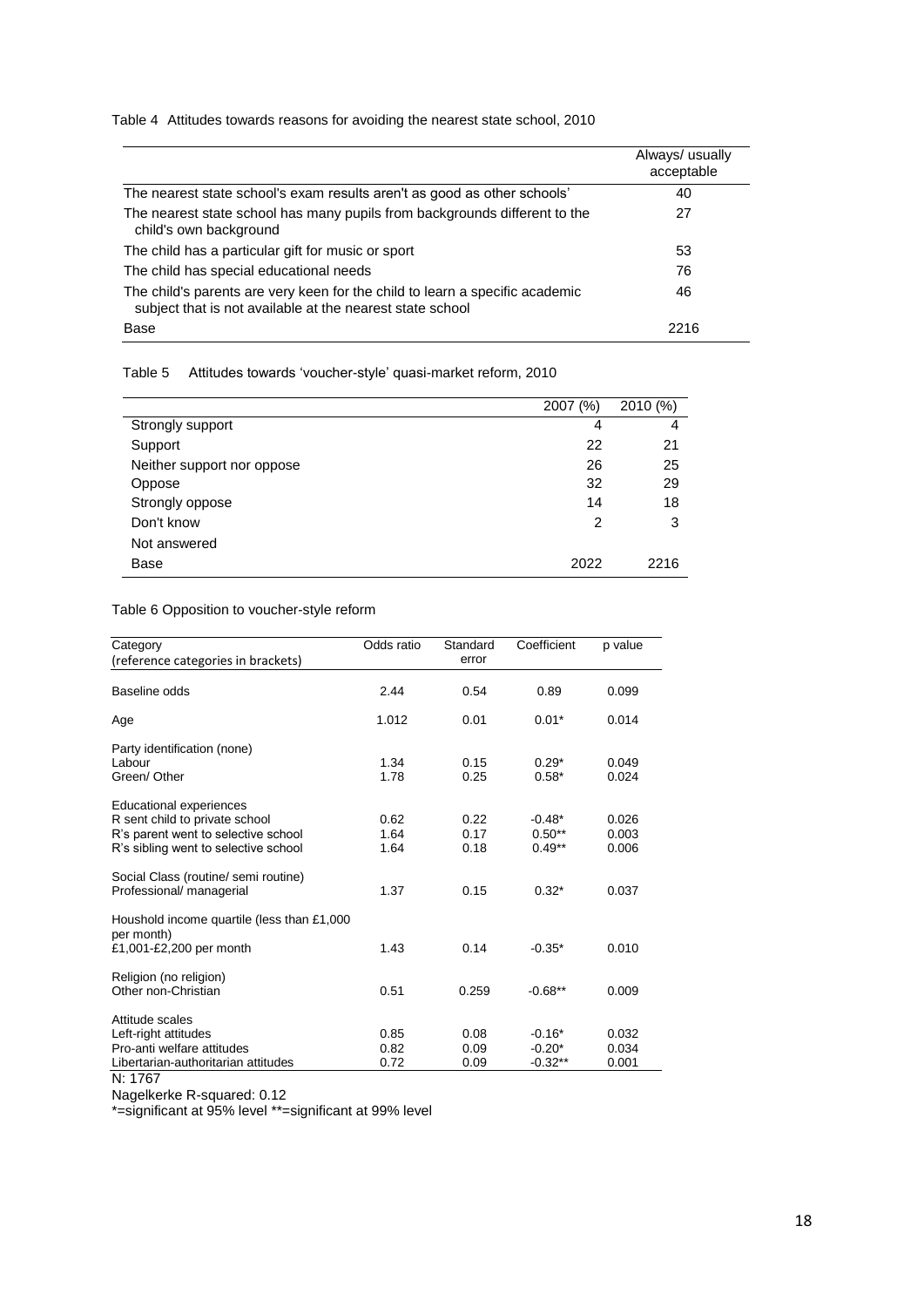Table 4 Attitudes towards reasons for avoiding the nearest state school, 2010

| | Always/ usually acceptable |
|---|---|
| The nearest state school's exam results aren't as good as other schools' | 40 |
| The nearest state school has many pupils from backgrounds different to the child's own background | 27 |
| The child has a particular gift for music or sport | 53 |
| The child has special educational needs | 76 |
| The child's parents are very keen for the child to learn a specific academic subject that is not available at the nearest state school | 46 |
| Base | 2216 |

Table 5 Attitudes towards 'voucher-style' quasi-market reform, 2010

| | 2007 (%) | 2010 (%) |
|---|---|---|
| Strongly support | 4 | 4 |
| Support | 22 | 21 |
| Neither support nor oppose | 26 | 25 |
| Oppose | 32 | 29 |
| Strongly oppose | 14 | 18 |
| Don't know | 2 | 3 |
| Not answered | | |
| Base | 2022 | 2216 |

Table 6 Opposition to voucher-style reform

| Category (reference categories in brackets) | Odds ratio | Standard error | Coefficient | p value |
|---|---|---|---|---|
| Baseline odds | 2.44 | 0.54 | 0.89 | 0.099 |
| Age | 1.012 | 0.01 | 0.01* | 0.014 |
| Party identification (none) | | | | |
| Labour | 1.34 | 0.15 | 0.29* | 0.049 |
| Green/ Other | 1.78 | 0.25 | 0.58* | 0.024 |
| Educational experiences | | | | |
| R sent child to private school | 0.62 | 0.22 | -0.48* | 0.026 |
| R's parent went to selective school | 1.64 | 0.17 | 0.50** | 0.003 |
| R's sibling went to selective school | 1.64 | 0.18 | 0.49** | 0.006 |
| Social Class (routine/ semi routine) | | | | |
| Professional/ managerial | 1.37 | 0.15 | 0.32* | 0.037 |
| Houshold income quartile (less than £1,000 per month) | | | | |
| £1,001-£2,200 per month | 1.43 | 0.14 | -0.35* | 0.010 |
| Religion (no religion) | | | | |
| Other non-Christian | 0.51 | 0.259 | -0.68** | 0.009 |
| Attitude scales | | | | |
| Left-right attitudes | 0.85 | 0.08 | -0.16* | 0.032 |
| Pro-anti welfare attitudes | 0.82 | 0.09 | -0.20* | 0.034 |
| Libertarian-authoritarian attitudes | 0.72 | 0.09 | -0.32** | 0.001 |

N: 1767

Nagelkerke R-squared: 0.12

*=significant at 95% level **=significant at 99% level